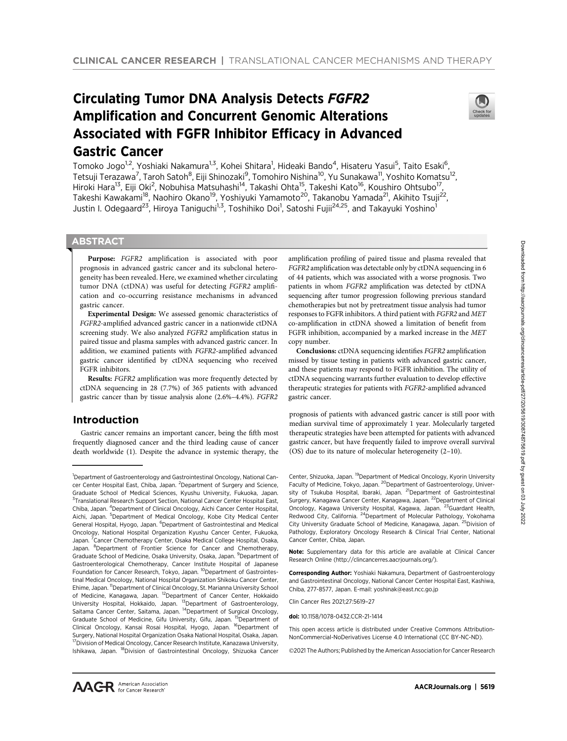# Circulating Tumor DNA Analysis Detects *FGFR2* Amplification and Concurrent Genomic Alterations Associated with FGFR Inhibitor Efficacy in Advanced Gastric Cancer

Tomoko Jogo[1,2], Yoshiaki Nakamura[1,3], Kohei Shitara[1], Hideaki Bando[4], Hisateru Yasui[5], Taito Esaki[6], Tetsuji Terazawa[7], Taroh Satoh[8], Eiji Shinozaki[9], Tomohiro Nishina[10], Yu Sunakawa[11], Yoshito Komatsu[12], Hiroki Hara[13], Eiji Oki[2], Nobuhisa Matsuhashi[14], Takashi Ohta[15], Takeshi Kato[16], Koushiro Ohtsubo[17], Takeshi Kawakami[18], Naohiro Okano[19], Yoshiyuki Yamamoto[20], Takanobu Yamada[21], Akihito Tsuji[22], Justin I. Odegaard[23], Hiroya Taniguchi[1,3], Toshihiko Doi[1], Satoshi Fujii[24,25], and Takayuki Yoshino[1]

## ABSTRACT

**Purpose:** *FGFR2* amplification is associated with poor prognosis in advanced gastric cancer and its subclonal heterogeneity has been revealed. Here, we examined whether circulating tumor DNA (ctDNA) was useful for detecting *FGFR2* amplification and co-occurring resistance mechanisms in advanced gastric cancer.

**Experimental Design:** We assessed genomic characteristics of *FGFR2*-amplified advanced gastric cancer in a nationwide ctDNA screening study. We also analyzed *FGFR2* amplification status in paired tissue and plasma samples with advanced gastric cancer. In addition, we examined patients with *FGFR2*-amplified advanced gastric cancer identified by ctDNA sequencing who received FGFR inhibitors.

**Results:** *FGFR2* amplification was more frequently detected by ctDNA sequencing in 28 (7.7%) of 365 patients with advanced gastric cancer than by tissue analysis alone (2.6%–4.4%). *FGFR2* amplification profiling of paired tissue and plasma revealed that *FGFR2* amplification was detectable only by ctDNA sequencing in 6 of 44 patients, which was associated with a worse prognosis. Two patients in whom *FGFR2* amplification was detected by ctDNA sequencing after tumor progression following previous standard chemotherapies but not by pretreatment tissue analysis had tumor responses to FGFR inhibitors. A third patient with *FGFR2* and *MET* co-amplification in ctDNA showed a limitation of benefit from FGFR inhibition, accompanied by a marked increase in the *MET* copy number.

**Conclusions:** ctDNA sequencing identifies *FGFR2* amplification missed by tissue testing in patients with advanced gastric cancer, and these patients may respond to FGFR inhibition. The utility of ctDNA sequencing warrants further evaluation to develop effective therapeutic strategies for patients with *FGFR2*-amplified advanced gastric cancer.

## Introduction

Gastric cancer remains an important cancer, being the fifth most frequently diagnosed cancer and the third leading cause of cancer death worldwide (1). Despite the advance in systemic therapy, the prognosis of patients with advanced gastric cancer is still poor with median survival time of approximately 1 year. Molecularly targeted therapeutic strategies have been attempted for patients with advanced gastric cancer, but have frequently failed to improve overall survival (OS) due to its nature of molecular heterogeneity (2–10).

---

[1]Department of Gastroenterology and Gastrointestinal Oncology, National Cancer Center Hospital East, Chiba, Japan. [2]Department of Surgery and Science, Graduate School of Medical Sciences, Kyushu University, Fukuoka, Japan. [3]Translational Research Support Section, National Cancer Center Hospital East, Chiba, Japan. [4]Department of Clinical Oncology, Aichi Cancer Center Hospital, Aichi, Japan. [5]Department of Medical Oncology, Kobe City Medical Center General Hospital, Hyogo, Japan. [6]Department of Gastrointestinal and Medical Oncology, National Hospital Organization Kyushu Cancer Center, Fukuoka, Japan. [7]Cancer Chemotherapy Center, Osaka Medical College Hospital, Osaka, Japan. [8]Department of Frontier Science for Cancer and Chemotherapy, Graduate School of Medicine, Osaka University, Osaka, Japan. [9]Department of Gastroenterological Chemotherapy, Cancer Institute Hospital of Japanese Foundation for Cancer Research, Tokyo, Japan. [10]Department of Gastrointestinal Medical Oncology, National Hospital Organization Shikoku Cancer Center, Ehime, Japan. [11]Department of Clinical Oncology, St. Marianna University School of Medicine, Kanagawa, Japan. [12]Department of Cancer Center, Hokkaido University Hospital, Hokkaido, Japan. [13]Department of Gastroenterology, Saitama Cancer Center, Saitama, Japan. [14]Department of Surgical Oncology, Graduate School of Medicine, Gifu University, Gifu, Japan. [15]Department of Clinical Oncology, Kansai Rosai Hospital, Hyogo, Japan. [16]Department of Surgery, National Hospital Organization Osaka National Hospital, Osaka, Japan. [17]Division of Medical Oncology, Cancer Research Institute, Kanazawa University, Ishikawa, Japan. [18]Division of Gastrointestinal Oncology, Shizuoka Cancer Center, Shizuoka, Japan. [19]Department of Medical Oncology, Kyorin University Faculty of Medicine, Tokyo, Japan. [20]Department of Gastroenterology, University of Tsukuba Hospital, Ibaraki, Japan. [21]Department of Gastrointestinal Surgery, Kanagawa Cancer Center, Kanagawa, Japan. [22]Department of Clinical Oncology, Kagawa University Hospital, Kagawa, Japan. [23]Guardant Health, Redwood City, California. [24]Department of Molecular Pathology, Yokohama City University Graduate School of Medicine, Kanagawa, Japan. [25]Division of Pathology, Exploratory Oncology Research & Clinical Trial Center, National Cancer Center, Chiba, Japan.

**Note:** Supplementary data for this article are available at Clinical Cancer Research Online (http://clincancerres.aacrjournals.org/).

**Corresponding Author:** Yoshiaki Nakamura, Department of Gastroenterology and Gastrointestinal Oncology, National Cancer Center Hospital East, Kashiwa, Chiba, 277-8577, Japan. E-mail: yoshinak@east.ncc.go.jp

Clin Cancer Res 2021;27:5619–27

**doi:** 10.1158/1078-0432.CCR-21-1414

This open access article is distributed under Creative Commons Attribution-NonCommercial-NoDerivatives License 4.0 International (CC BY-NC-ND).

©2021 The Authors; Published by the American Association for Cancer Research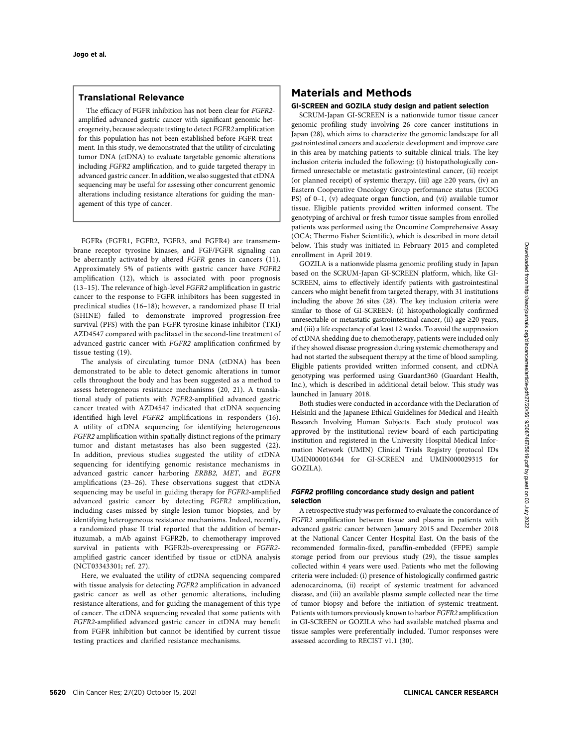### Translational Relevance

The efficacy of FGFR inhibition has not been clear for *FGFR2*-amplified advanced gastric cancer with significant genomic heterogeneity, because adequate testing to detect *FGFR2* amplification for this population has not been established before FGFR treatment. In this study, we demonstrated that the utility of circulating tumor DNA (ctDNA) to evaluate targetable genomic alterations including *FGFR2* amplification, and to guide targeted therapy in advanced gastric cancer. In addition, we also suggested that ctDNA sequencing may be useful for assessing other concurrent genomic alterations including resistance alterations for guiding the management of this type of cancer.

FGFRs (FGFR1, FGFR2, FGFR3, and FGFR4) are transmembrane receptor tyrosine kinases, and FGF/FGFR signaling can be aberrantly activated by altered *FGFR* genes in cancers (11). Approximately 5% of patients with gastric cancer have *FGFR2* amplification (12), which is associated with poor prognosis (13–15). The relevance of high-level *FGFR2* amplification in gastric cancer to the response to FGFR inhibitors has been suggested in preclinical studies (16–18); however, a randomized phase II trial (SHINE) failed to demonstrate improved progression-free survival (PFS) with the pan-FGFR tyrosine kinase inhibitor (TKI) AZD4547 compared with paclitaxel in the second-line treatment of advanced gastric cancer with *FGFR2* amplification confirmed by tissue testing (19).

The analysis of circulating tumor DNA (ctDNA) has been demonstrated to be able to detect genomic alterations in tumor cells throughout the body and has been suggested as a method to assess heterogeneous resistance mechanisms (20, 21). A translational study of patients with *FGFR2*-amplified advanced gastric cancer treated with AZD4547 indicated that ctDNA sequencing identified high-level *FGFR2* amplifications in responders (16). A utility of ctDNA sequencing for identifying heterogeneous *FGFR2* amplification within spatially distinct regions of the primary tumor and distant metastases has also been suggested (22). In addition, previous studies suggested the utility of ctDNA sequencing for identifying genomic resistance mechanisms in advanced gastric cancer harboring *ERBB2, MET*, and *EGFR* amplifications (23–26). These observations suggest that ctDNA sequencing may be useful in guiding therapy for *FGFR2*-amplified advanced gastric cancer by detecting *FGFR2* amplification, including cases missed by single-lesion tumor biopsies, and by identifying heterogeneous resistance mechanisms. Indeed, recently, a randomized phase II trial reported that the addition of bemarituzumab, a mAb against FGFR2b, to chemotherapy improved survival in patients with FGFR2b-overexpressing or *FGFR2*-amplified gastric cancer identified by tissue or ctDNA analysis (NCT03343301; ref. 27).

Here, we evaluated the utility of ctDNA sequencing compared with tissue analysis for detecting *FGFR2* amplification in advanced gastric cancer as well as other genomic alterations, including resistance alterations, and for guiding the management of this type of cancer. The ctDNA sequencing revealed that some patients with *FGFR2*-amplified advanced gastric cancer in ctDNA may benefit from FGFR inhibition but cannot be identified by current tissue testing practices and clarified resistance mechanisms.

## Materials and Methods

### GI-SCREEN and GOZILA study design and patient selection

SCRUM-Japan GI-SCREEN is a nationwide tumor tissue cancer genomic profiling study involving 26 core cancer institutions in Japan (28), which aims to characterize the genomic landscape for all gastrointestinal cancers and accelerate development and improve care in this area by matching patients to suitable clinical trials. The key inclusion criteria included the following: (i) histopathologically confirmed unresectable or metastatic gastrointestinal cancer, (ii) receipt (or planned receipt) of systemic therapy, (iii) age ≥20 years, (iv) an Eastern Cooperative Oncology Group performance status (ECOG PS) of 0–1, (v) adequate organ function, and (vi) available tumor tissue. Eligible patients provided written informed consent. The genotyping of archival or fresh tumor tissue samples from enrolled patients was performed using the Oncomine Comprehensive Assay (OCA; Thermo Fisher Scientific), which is described in more detail below. This study was initiated in February 2015 and completed enrollment in April 2019.

GOZILA is a nationwide plasma genomic profiling study in Japan based on the SCRUM-Japan GI-SCREEN platform, which, like GI-SCREEN, aims to effectively identify patients with gastrointestinal cancers who might benefit from targeted therapy, with 31 institutions including the above 26 sites (28). The key inclusion criteria were similar to those of GI-SCREEN: (i) histopathologically confirmed unresectable or metastatic gastrointestinal cancer, (ii) age ≥20 years, and (iii) a life expectancy of at least 12 weeks. To avoid the suppression of ctDNA shedding due to chemotherapy, patients were included only if they showed disease progression during systemic chemotherapy and had not started the subsequent therapy at the time of blood sampling. Eligible patients provided written informed consent, and ctDNA genotyping was performed using Guardant360 (Guardant Health, Inc.), which is described in additional detail below. This study was launched in January 2018.

Both studies were conducted in accordance with the Declaration of Helsinki and the Japanese Ethical Guidelines for Medical and Health Research Involving Human Subjects. Each study protocol was approved by the institutional review board of each participating institution and registered in the University Hospital Medical Information Network (UMIN) Clinical Trials Registry (protocol IDs UMIN000016344 for GI-SCREEN and UMIN000029315 for GOZILA).

### *FGFR2* profiling concordance study design and patient selection

A retrospective study was performed to evaluate the concordance of *FGFR2* amplification between tissue and plasma in patients with advanced gastric cancer between January 2015 and December 2018 at the National Cancer Center Hospital East. On the basis of the recommended formalin-fixed, paraffin-embedded (FFPE) sample storage period from our previous study (29), the tissue samples collected within 4 years were used. Patients who met the following criteria were included: (i) presence of histologically confirmed gastric adenocarcinoma, (ii) receipt of systemic treatment for advanced disease, and (iii) an available plasma sample collected near the time of tumor biopsy and before the initiation of systemic treatment. Patients with tumors previously known to harbor *FGFR2* amplification in GI-SCREEN or GOZILA who had available matched plasma and tissue samples were preferentially included. Tumor responses were assessed according to RECIST v1.1 (30).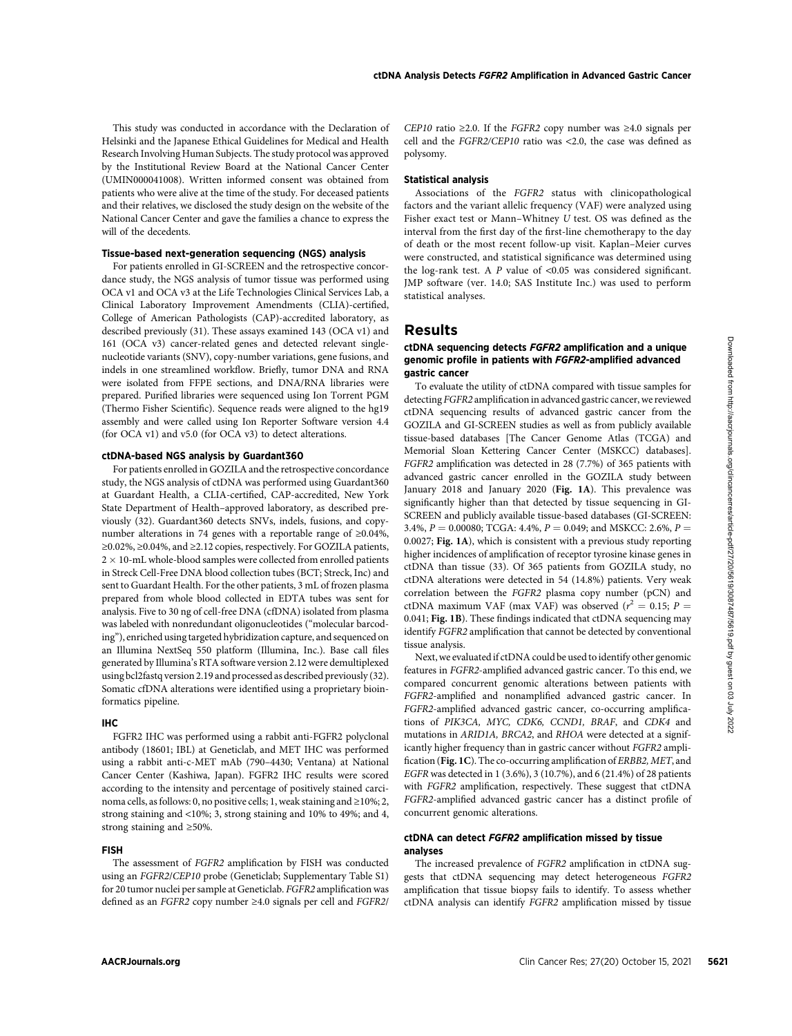This study was conducted in accordance with the Declaration of Helsinki and the Japanese Ethical Guidelines for Medical and Health Research Involving Human Subjects. The study protocol was approved by the Institutional Review Board at the National Cancer Center (UMIN000041008). Written informed consent was obtained from patients who were alive at the time of the study. For deceased patients and their relatives, we disclosed the study design on the website of the National Cancer Center and gave the families a chance to express the will of the decedents.

### Tissue-based next-generation sequencing (NGS) analysis

For patients enrolled in GI-SCREEN and the retrospective concordance study, the NGS analysis of tumor tissue was performed using OCA v1 and OCA v3 at the Life Technologies Clinical Services Lab, a Clinical Laboratory Improvement Amendments (CLIA)-certified, College of American Pathologists (CAP)-accredited laboratory, as described previously (31). These assays examined 143 (OCA v1) and 161 (OCA v3) cancer-related genes and detected relevant single-nucleotide variants (SNV), copy-number variations, gene fusions, and indels in one streamlined workflow. Briefly, tumor DNA and RNA were isolated from FFPE sections, and DNA/RNA libraries were prepared. Purified libraries were sequenced using Ion Torrent PGM (Thermo Fisher Scientific). Sequence reads were aligned to the hg19 assembly and were called using Ion Reporter Software version 4.4 (for OCA v1) and v5.0 (for OCA v3) to detect alterations.

### ctDNA-based NGS analysis by Guardant360

For patients enrolled in GOZILA and the retrospective concordance study, the NGS analysis of ctDNA was performed using Guardant360 at Guardant Health, a CLIA-certified, CAP-accredited, New York State Department of Health–approved laboratory, as described previously (32). Guardant360 detects SNVs, indels, fusions, and copy-number alterations in 74 genes with a reportable range of ≥0.04%, ≥0.02%, ≥0.04%, and ≥2.12 copies, respectively. For GOZILA patients, $2 \times 10$-mL whole-blood samples were collected from enrolled patients in Streck Cell-Free DNA blood collection tubes (BCT; Streck, Inc) and sent to Guardant Health. For the other patients, 3 mL of frozen plasma prepared from whole blood collected in EDTA tubes was sent for analysis. Five to 30 ng of cell-free DNA (cfDNA) isolated from plasma was labeled with nonredundant oligonucleotides ("molecular barcoding"), enriched using targeted hybridization capture, and sequenced on an Illumina NextSeq 550 platform (Illumina, Inc.). Base call files generated by Illumina's RTA software version 2.12 were demultiplexed using bcl2fastq version 2.19 and processed as described previously (32). Somatic cfDNA alterations were identified using a proprietary bioinformatics pipeline.

### IHC

FGFR2 IHC was performed using a rabbit anti-FGFR2 polyclonal antibody (18601; IBL) at Geneticlab, and MET IHC was performed using a rabbit anti-c-MET mAb (790–4430; Ventana) at National Cancer Center (Kashiwa, Japan). FGFR2 IHC results were scored according to the intensity and percentage of positively stained carcinoma cells, as follows: 0, no positive cells; 1, weak staining and ≥10%; 2, strong staining and <10%; 3, strong staining and 10% to 49%; and 4, strong staining and ≥50%.

### FISH

The assessment of *FGFR2* amplification by FISH was conducted using an *FGFR2*/*CEP10* probe (Geneticlab; Supplementary Table S1) for 20 tumor nuclei per sample at Geneticlab. *FGFR2* amplification was defined as an *FGFR2* copy number ≥4.0 signals per cell and *FGFR2*/*CEP10* ratio ≥2.0. If the *FGFR2* copy number was ≥4.0 signals per cell and the *FGFR2*/*CEP10* ratio was <2.0, the case was defined as polysomy.

### Statistical analysis

Associations of the *FGFR2* status with clinicopathological factors and the variant allelic frequency (VAF) were analyzed using Fisher exact test or Mann–Whitney *U* test. OS was defined as the interval from the first day of the first-line chemotherapy to the day of death or the most recent follow-up visit. Kaplan–Meier curves were constructed, and statistical significance was determined using the log-rank test. A *P* value of <0.05 was considered significant. JMP software (ver. 14.0; SAS Institute Inc.) was used to perform statistical analyses.

## Results

### ctDNA sequencing detects *FGFR2* amplification and a unique genomic profile in patients with *FGFR2*-amplified advanced gastric cancer

To evaluate the utility of ctDNA compared with tissue samples for detecting *FGFR2* amplification in advanced gastric cancer, we reviewed ctDNA sequencing results of advanced gastric cancer from the GOZILA and GI-SCREEN studies as well as from publicly available tissue-based databases [The Cancer Genome Atlas (TCGA) and Memorial Sloan Kettering Cancer Center (MSKCC) databases]. *FGFR2* amplification was detected in 28 (7.7%) of 365 patients with advanced gastric cancer enrolled in the GOZILA study between January 2018 and January 2020 (**Fig. 1A**). This prevalence was significantly higher than that detected by tissue sequencing in GI-SCREEN and publicly available tissue-based databases (GI-SCREEN: 3.4%, $P = 0.00080$; TCGA: 4.4%, $P = 0.049$; and MSKCC: 2.6%, $P = 0.0027$; **Fig. 1A**), which is consistent with a previous study reporting higher incidences of amplification of receptor tyrosine kinase genes in ctDNA than tissue (33). Of 365 patients from GOZILA study, no ctDNA alterations were detected in 54 (14.8%) patients. Very weak correlation between the *FGFR2* plasma copy number (pCN) and ctDNA maximum VAF (max VAF) was observed ($r^2 = 0.15$; $P = 0.041$; **Fig. 1B**). These findings indicated that ctDNA sequencing may identify *FGFR2* amplification that cannot be detected by conventional tissue analysis.

Next, we evaluated if ctDNA could be used to identify other genomic features in *FGFR2*-amplified advanced gastric cancer. To this end, we compared concurrent genomic alterations between patients with *FGFR2*-amplified and nonamplified advanced gastric cancer. In *FGFR2*-amplified advanced gastric cancer, co-occurring amplifications of *PIK3CA, MYC, CDK6, CCND1, BRAF*, and *CDK4* and mutations in *ARID1A, BRCA2*, and *RHOA* were detected at a significantly higher frequency than in gastric cancer without *FGFR2* amplification (**Fig. 1C**). The co-occurring amplification of *ERBB2, MET*, and *EGFR* was detected in 1 (3.6%), 3 (10.7%), and 6 (21.4%) of 28 patients with *FGFR2* amplification, respectively. These suggest that ctDNA *FGFR2*-amplified advanced gastric cancer has a distinct profile of concurrent genomic alterations.

### ctDNA can detect *FGFR2* amplification missed by tissue analyses

The increased prevalence of *FGFR2* amplification in ctDNA suggests that ctDNA sequencing may detect heterogeneous *FGFR2* amplification that tissue biopsy fails to identify. To assess whether ctDNA analysis can identify *FGFR2* amplification missed by tissue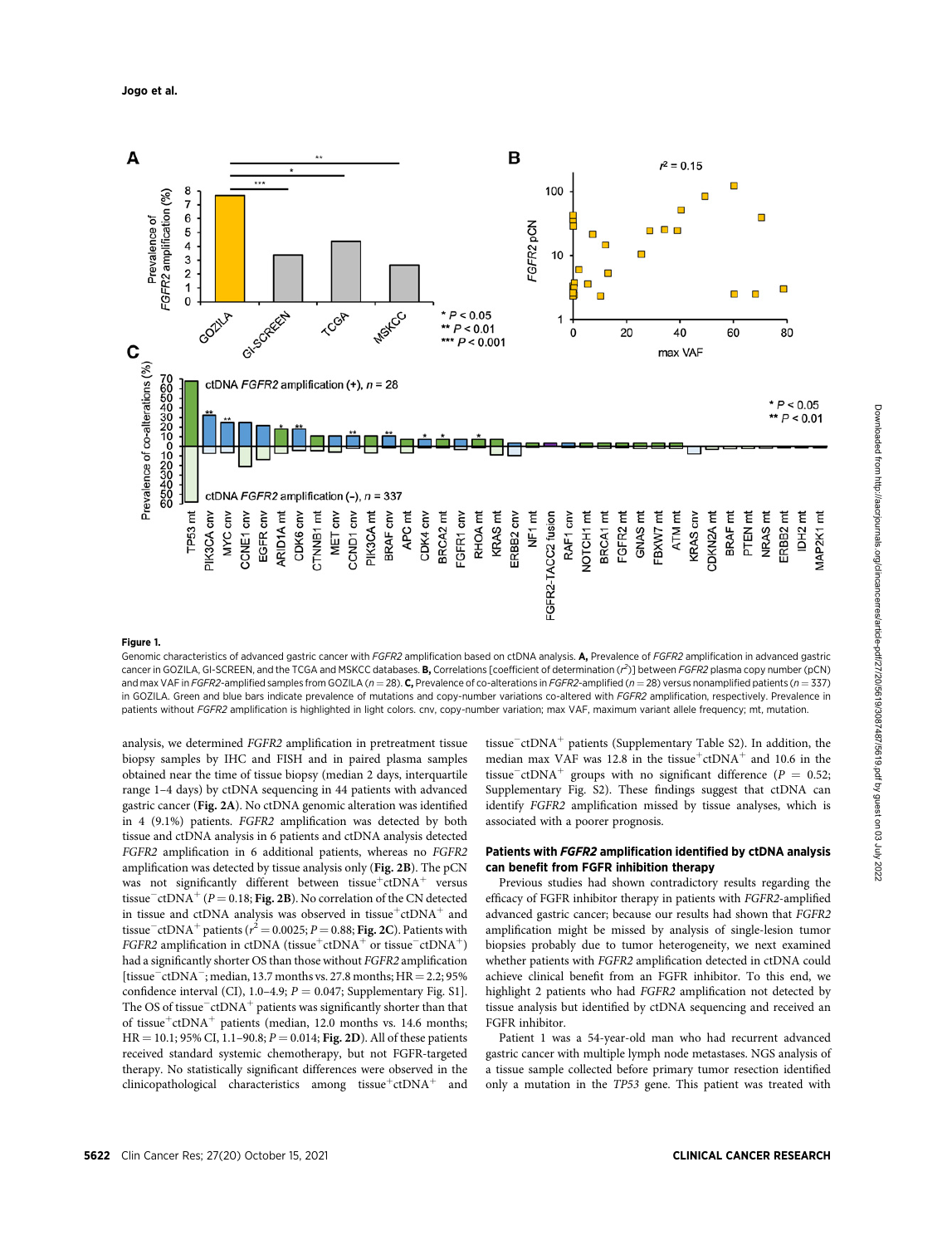**Figure 1.**

Genomic characteristics of advanced gastric cancer with *FGFR2* amplification based on ctDNA analysis. **A,** Prevalence of *FGFR2* amplification in advanced gastric cancer in GOZILA, GI-SCREEN, and the TCGA and MSKCC databases. **B,** Correlations [coefficient of determination ($r^2$)] between *FGFR2* plasma copy number (pCN) and max VAF in *FGFR2*-amplified samples from GOZILA ($n = 28$). **C,** Prevalence of co-alterations in *FGFR2*-amplified ($n = 28$) versus nonamplified patients ($n = 337$) in GOZILA. Green and blue bars indicate prevalence of mutations and copy-number variations co-altered with *FGFR2* amplification, respectively. Prevalence in patients without *FGFR2* amplification is highlighted in light colors. cnv, copy-number variation; max VAF, maximum variant allele frequency; mt, mutation.

analysis, we determined *FGFR2* amplification in pretreatment tissue biopsy samples by IHC and FISH and in paired plasma samples obtained near the time of tissue biopsy (median 2 days, interquartile range 1–4 days) by ctDNA sequencing in 44 patients with advanced gastric cancer (**Fig. 2A**). No ctDNA genomic alteration was identified in 4 (9.1%) patients. *FGFR2* amplification was detected by both tissue and ctDNA analysis in 6 patients and ctDNA analysis detected *FGFR2* amplification in 6 additional patients, whereas no *FGFR2* amplification was detected by tissue analysis only (**Fig. 2B**). The pCN was not significantly different between tissue$^+$ctDNA$^+$ versus tissue$^-$ctDNA$^+$ ($P = 0.18$; **Fig. 2B**). No correlation of the CN detected in tissue and ctDNA analysis was observed in tissue$^+$ctDNA$^+$ and tissue$^-$ctDNA$^+$ patients ($r^2 = 0.0025$; $P = 0.88$; **Fig. 2C**). Patients with *FGFR2* amplification in ctDNA (tissue$^+$ctDNA$^+$ or tissue$^-$ctDNA$^+$) had a significantly shorter OS than those without *FGFR2* amplification [tissue$^-$ctDNA$^-$; median, 13.7 months vs. 27.8 months; HR = 2.2; 95% confidence interval (CI), 1.0–4.9; $P = 0.047$; Supplementary Fig. S1]. The OS of tissue$^-$ctDNA$^+$ patients was significantly shorter than that of tissue$^+$ctDNA$^+$ patients (median, 12.0 months vs. 14.6 months; HR = 10.1; 95% CI, 1.1–90.8; $P = 0.014$; **Fig. 2D**). All of these patients received standard systemic chemotherapy, but not FGFR-targeted therapy. No statistically significant differences were observed in the clinicopathological characteristics among tissue$^+$ctDNA$^+$ and tissue$^-$ctDNA$^+$ patients (Supplementary Table S2). In addition, the median max VAF was 12.8 in the tissue$^+$ctDNA$^+$ and 10.6 in the tissue$^-$ctDNA$^+$ groups with no significant difference ($P = 0.52$; Supplementary Fig. S2). These findings suggest that ctDNA can identify *FGFR2* amplification missed by tissue analyses, which is associated with a poorer prognosis.

### Patients with *FGFR2* amplification identified by ctDNA analysis can benefit from FGFR inhibition therapy

Previous studies had shown contradictory results regarding the efficacy of FGFR inhibitor therapy in patients with *FGFR2*-amplified advanced gastric cancer; because our results had shown that *FGFR2* amplification might be missed by analysis of single-lesion tumor biopsies probably due to tumor heterogeneity, we next examined whether patients with *FGFR2* amplification detected in ctDNA could achieve clinical benefit from an FGFR inhibitor. To this end, we highlight 2 patients who had *FGFR2* amplification not detected by tissue analysis but identified by ctDNA sequencing and received an FGFR inhibitor.

Patient 1 was a 54-year-old man who had recurrent advanced gastric cancer with multiple lymph node metastases. NGS analysis of a tissue sample collected before primary tumor resection identified only a mutation in the *TP53* gene. This patient was treated with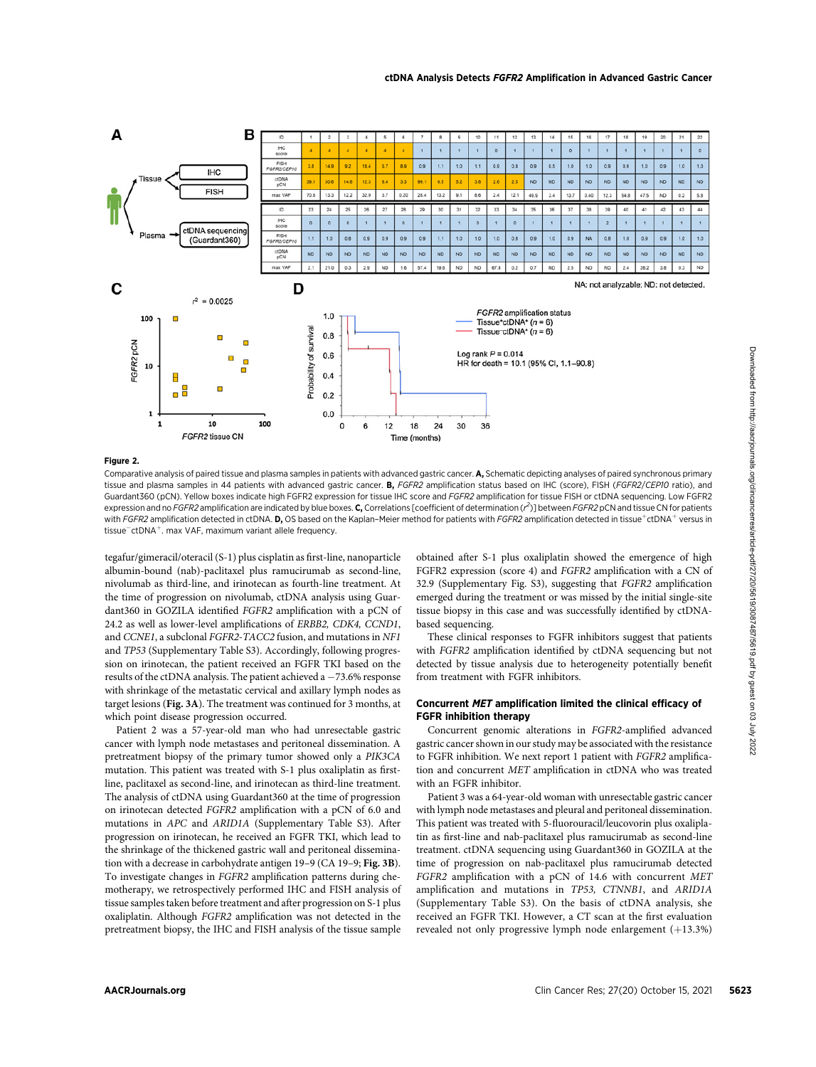**Figure 2.**

Comparative analysis of paired tissue and plasma samples in patients with advanced gastric cancer. **A,** Schematic depicting analyses of paired synchronous primary tissue and plasma samples in 44 patients with advanced gastric cancer. **B,** *FGFR2* amplification status based on IHC (score), FISH (*FGFR2*/*CEP10* ratio), and Guardant360 (pCN). Yellow boxes indicate high FGFR2 expression for tissue IHC score and *FGFR2* amplification for tissue FISH or ctDNA sequencing. Low FGFR2 expression and no *FGFR2* amplification are indicated by blue boxes. **C,** Correlations [coefficient of determination ($r^2$)] between *FGFR2* pCN and tissue CN for patients with *FGFR2* amplification detected in ctDNA. **D,** OS based on the Kaplan–Meier method for patients with *FGFR2* amplification detected in tissue$^+$ctDNA$^+$ versus in tissue$^-$ctDNA$^+$. max VAF, maximum variant allele frequency.

tegafur/gimeracil/oteracil (S-1) plus cisplatin as first-line, nanoparticle albumin-bound (nab)-paclitaxel plus ramucirumab as second-line, nivolumab as third-line, and irinotecan as fourth-line treatment. At the time of progression on nivolumab, ctDNA analysis using Guardant360 in GOZILA identified *FGFR2* amplification with a pCN of 24.2 as well as lower-level amplifications of *ERBB2, CDK4, CCND1*, and *CCNE1*, a subclonal *FGFR2-TACC2* fusion, and mutations in *NF1* and *TP53* (Supplementary Table S3). Accordingly, following progression on irinotecan, the patient received an FGFR TKI based on the results of the ctDNA analysis. The patient achieved a −73.6% response with shrinkage of the metastatic cervical and axillary lymph nodes as target lesions (**Fig. 3A**). The treatment was continued for 3 months, at which point disease progression occurred.

Patient 2 was a 57-year-old man who had unresectable gastric cancer with lymph node metastases and peritoneal dissemination. A pretreatment biopsy of the primary tumor showed only a *PIK3CA* mutation. This patient was treated with S-1 plus oxaliplatin as first-line, paclitaxel as second-line, and irinotecan as third-line treatment. The analysis of ctDNA using Guardant360 at the time of progression on irinotecan detected *FGFR2* amplification with a pCN of 6.0 and mutations in *APC* and *ARID1A* (Supplementary Table S3). After progression on irinotecan, he received an FGFR TKI, which lead to the shrinkage of the thickened gastric wall and peritoneal dissemination with a decrease in carbohydrate antigen 19–9 (CA 19–9; **Fig. 3B**). To investigate changes in *FGFR2* amplification patterns during chemotherapy, we retrospectively performed IHC and FISH analysis of tissue samples taken before treatment and after progression on S-1 plus oxaliplatin. Although *FGFR2* amplification was not detected in the pretreatment biopsy, the IHC and FISH analysis of the tissue sample obtained after S-1 plus oxaliplatin showed the emergence of high FGFR2 expression (score 4) and *FGFR2* amplification with a CN of 32.9 (Supplementary Fig. S3), suggesting that *FGFR2* amplification emerged during the treatment or was missed by the initial single-site tissue biopsy in this case and was successfully identified by ctDNA-based sequencing.

These clinical responses to FGFR inhibitors suggest that patients with *FGFR2* amplification identified by ctDNA sequencing but not detected by tissue analysis due to heterogeneity potentially benefit from treatment with FGFR inhibitors.

### Concurrent *MET* amplification limited the clinical efficacy of FGFR inhibition therapy

Concurrent genomic alterations in *FGFR2*-amplified advanced gastric cancer shown in our study may be associated with the resistance to FGFR inhibition. We next report 1 patient with *FGFR2* amplification and concurrent *MET* amplification in ctDNA who was treated with an FGFR inhibitor.

Patient 3 was a 64-year-old woman with unresectable gastric cancer with lymph node metastases and pleural and peritoneal dissemination. This patient was treated with 5-fluorouracil/leucovorin plus oxaliplatin as first-line and nab-paclitaxel plus ramucirumab as second-line treatment. ctDNA sequencing using Guardant360 in GOZILA at the time of progression on nab-paclitaxel plus ramucirumab detected *FGFR2* amplification with a pCN of 14.6 with concurrent *MET* amplification and mutations in *TP53, CTNNB1*, and *ARID1A* (Supplementary Table S3). On the basis of ctDNA analysis, she received an FGFR TKI. However, a CT scan at the first evaluation revealed not only progressive lymph node enlargement (+13.3%)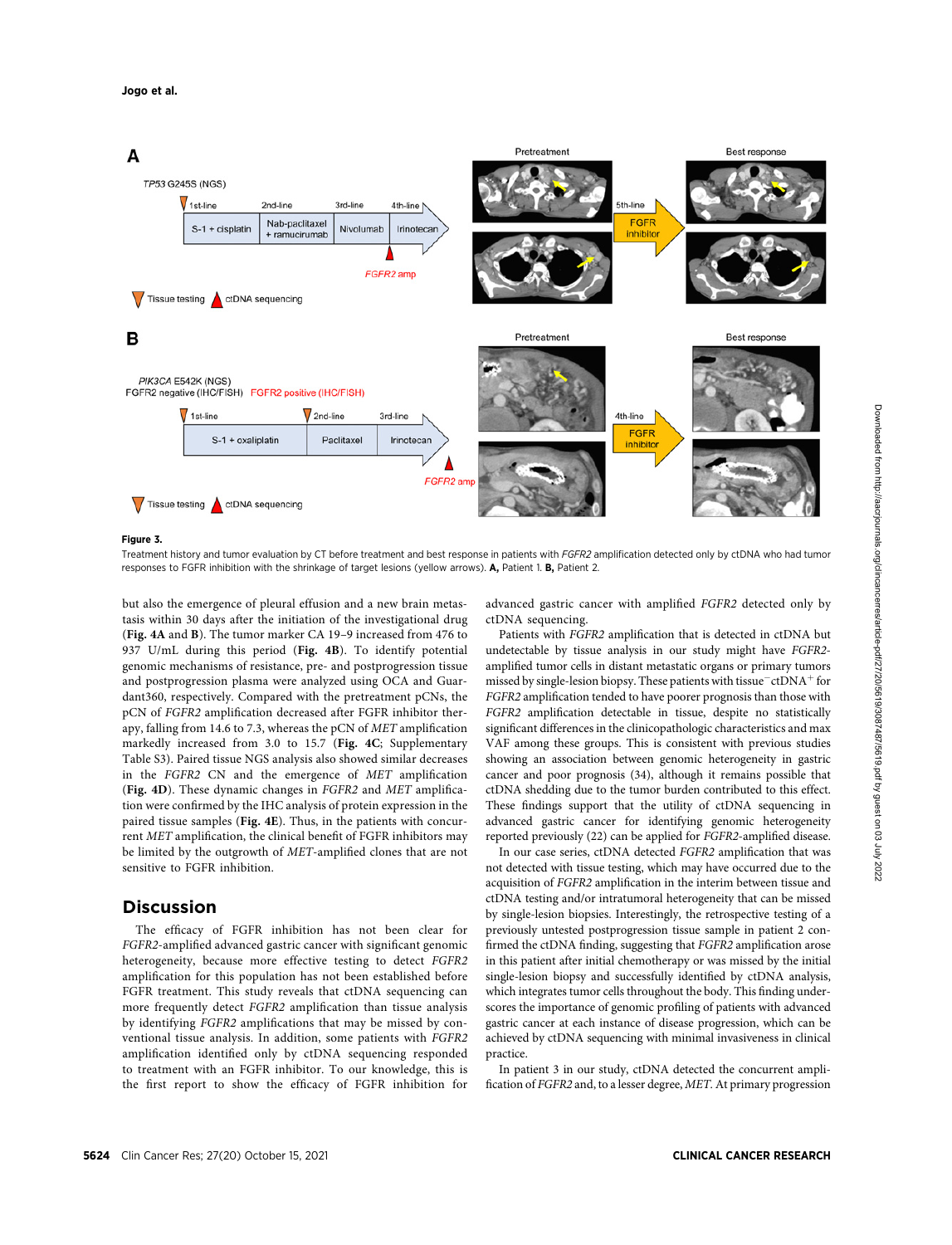**Figure 3.**

Treatment history and tumor evaluation by CT before treatment and best response in patients with *FGFR2* amplification detected only by ctDNA who had tumor responses to FGFR inhibition with the shrinkage of target lesions (yellow arrows). **A,** Patient 1. **B,** Patient 2.

but also the emergence of pleural effusion and a new brain metastasis within 30 days after the initiation of the investigational drug (**Fig. 4A** and **B**). The tumor marker CA 19–9 increased from 476 to 937 U/mL during this period (**Fig. 4B**). To identify potential genomic mechanisms of resistance, pre- and postprogression tissue and postprogression plasma were analyzed using OCA and Guardant360, respectively. Compared with the pretreatment pCNs, the pCN of *FGFR2* amplification decreased after FGFR inhibitor therapy, falling from 14.6 to 7.3, whereas the pCN of *MET* amplification markedly increased from 3.0 to 15.7 (**Fig. 4C**; Supplementary Table S3). Paired tissue NGS analysis also showed similar decreases in the *FGFR2* CN and the emergence of *MET* amplification (**Fig. 4D**). These dynamic changes in *FGFR2* and *MET* amplification were confirmed by the IHC analysis of protein expression in the paired tissue samples (**Fig. 4E**). Thus, in the patients with concurrent *MET* amplification, the clinical benefit of FGFR inhibitors may be limited by the outgrowth of *MET*-amplified clones that are not sensitive to FGFR inhibition.

## Discussion

The efficacy of FGFR inhibition has not been clear for *FGFR2*-amplified advanced gastric cancer with significant genomic heterogeneity, because more effective testing to detect *FGFR2* amplification for this population has not been established before FGFR treatment. This study reveals that ctDNA sequencing can more frequently detect *FGFR2* amplification than tissue analysis by identifying *FGFR2* amplifications that may be missed by conventional tissue analysis. In addition, some patients with *FGFR2* amplification identified only by ctDNA sequencing responded to treatment with an FGFR inhibitor. To our knowledge, this is the first report to show the efficacy of FGFR inhibition for advanced gastric cancer with amplified *FGFR2* detected only by ctDNA sequencing.

Patients with *FGFR2* amplification that is detected in ctDNA but undetectable by tissue analysis in our study might have *FGFR2*-amplified tumor cells in distant metastatic organs or primary tumors missed by single-lesion biopsy. These patients with tissue$^-$ctDNA$^+$ for *FGFR2* amplification tended to have poorer prognosis than those with *FGFR2* amplification detectable in tissue, despite no statistically significant differences in the clinicopathologic characteristics and max VAF among these groups. This is consistent with previous studies showing an association between genomic heterogeneity in gastric cancer and poor prognosis (34), although it remains possible that ctDNA shedding due to the tumor burden contributed to this effect. These findings support that the utility of ctDNA sequencing in advanced gastric cancer for identifying genomic heterogeneity reported previously (22) can be applied for *FGFR2*-amplified disease.

In our case series, ctDNA detected *FGFR2* amplification that was not detected with tissue testing, which may have occurred due to the acquisition of *FGFR2* amplification in the interim between tissue and ctDNA testing and/or intratumoral heterogeneity that can be missed by single-lesion biopsies. Interestingly, the retrospective testing of a previously untested postprogression tissue sample in patient 2 confirmed the ctDNA finding, suggesting that *FGFR2* amplification arose in this patient after initial chemotherapy or was missed by the initial single-lesion biopsy and successfully identified by ctDNA analysis, which integrates tumor cells throughout the body. This finding underscores the importance of genomic profiling of patients with advanced gastric cancer at each instance of disease progression, which can be achieved by ctDNA sequencing with minimal invasiveness in clinical practice.

In patient 3 in our study, ctDNA detected the concurrent amplification of *FGFR2* and, to a lesser degree, *MET*. At primary progression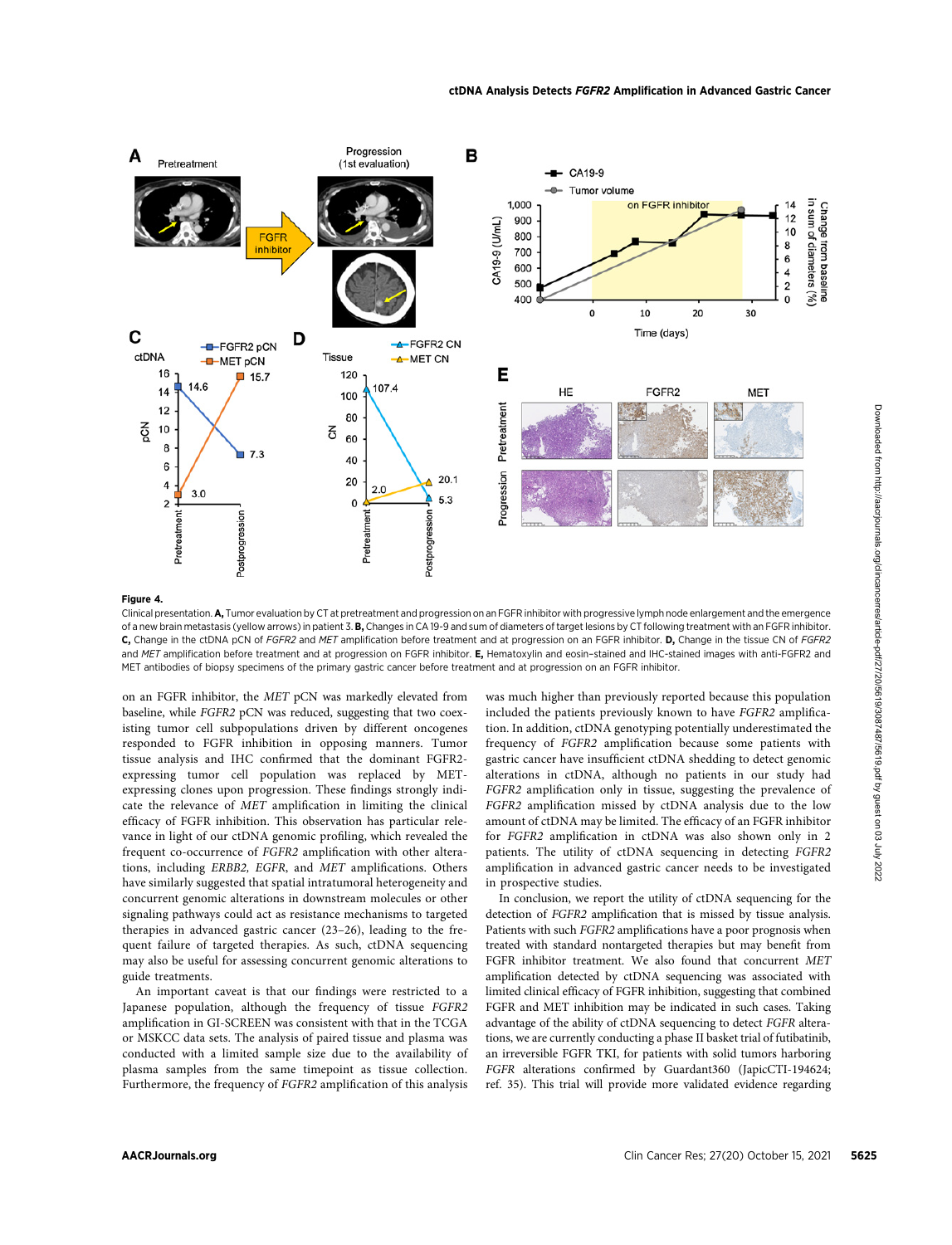**Figure 4.**

Clinical presentation. **A,** Tumor evaluation by CT at pretreatment and progression on an FGFR inhibitor with progressive lymph node enlargement and the emergence of a new brain metastasis (yellow arrows) in patient 3. **B,** Changes in CA 19-9 and sum of diameters of target lesions by CT following treatment with an FGFR inhibitor. **C,** Change in the ctDNA pCN of *FGFR2* and *MET* amplification before treatment and at progression on an FGFR inhibitor. **D,** Change in the tissue CN of *FGFR2* and *MET* amplification before treatment and at progression on FGFR inhibitor. **E,** Hematoxylin and eosin–stained and IHC-stained images with anti-FGFR2 and MET antibodies of biopsy specimens of the primary gastric cancer before treatment and at progression on an FGFR inhibitor.

on an FGFR inhibitor, the *MET* pCN was markedly elevated from baseline, while *FGFR2* pCN was reduced, suggesting that two coexisting tumor cell subpopulations driven by different oncogenes responded to FGFR inhibition in opposing manners. Tumor tissue analysis and IHC confirmed that the dominant FGFR2-expressing tumor cell population was replaced by MET-expressing clones upon progression. These findings strongly indicate the relevance of *MET* amplification in limiting the clinical efficacy of FGFR inhibition. This observation has particular relevance in light of our ctDNA genomic profiling, which revealed the frequent co-occurrence of *FGFR2* amplification with other alterations, including *ERBB2, EGFR,* and *MET* amplifications. Others have similarly suggested that spatial intratumoral heterogeneity and concurrent genomic alterations in downstream molecules or other signaling pathways could act as resistance mechanisms to targeted therapies in advanced gastric cancer (23–26), leading to the frequent failure of targeted therapies. As such, ctDNA sequencing may also be useful for assessing concurrent genomic alterations to guide treatments.

An important caveat is that our findings were restricted to a Japanese population, although the frequency of tissue *FGFR2* amplification in GI-SCREEN was consistent with that in the TCGA or MSKCC data sets. The analysis of paired tissue and plasma was conducted with a limited sample size due to the availability of plasma samples from the same timepoint as tissue collection. Furthermore, the frequency of *FGFR2* amplification of this analysis was much higher than previously reported because this population included the patients previously known to have *FGFR2* amplification. In addition, ctDNA genotyping potentially underestimated the frequency of *FGFR2* amplification because some patients with gastric cancer have insufficient ctDNA shedding to detect genomic alterations in ctDNA, although no patients in our study had *FGFR2* amplification only in tissue, suggesting the prevalence of *FGFR2* amplification missed by ctDNA analysis due to the low amount of ctDNA may be limited. The efficacy of an FGFR inhibitor for *FGFR2* amplification in ctDNA was also shown only in 2 patients. The utility of ctDNA sequencing in detecting *FGFR2* amplification in advanced gastric cancer needs to be investigated in prospective studies.

In conclusion, we report the utility of ctDNA sequencing for the detection of *FGFR2* amplification that is missed by tissue analysis. Patients with such *FGFR2* amplifications have a poor prognosis when treated with standard nontargeted therapies but may benefit from FGFR inhibitor treatment. We also found that concurrent *MET* amplification detected by ctDNA sequencing was associated with limited clinical efficacy of FGFR inhibition, suggesting that combined FGFR and MET inhibition may be indicated in such cases. Taking advantage of the ability of ctDNA sequencing to detect *FGFR* alterations, we are currently conducting a phase II basket trial of futibatinib, an irreversible FGFR TKI, for patients with solid tumors harboring *FGFR* alterations confirmed by Guardant360 (JapicCTI-194624; ref. 35). This trial will provide more validated evidence regarding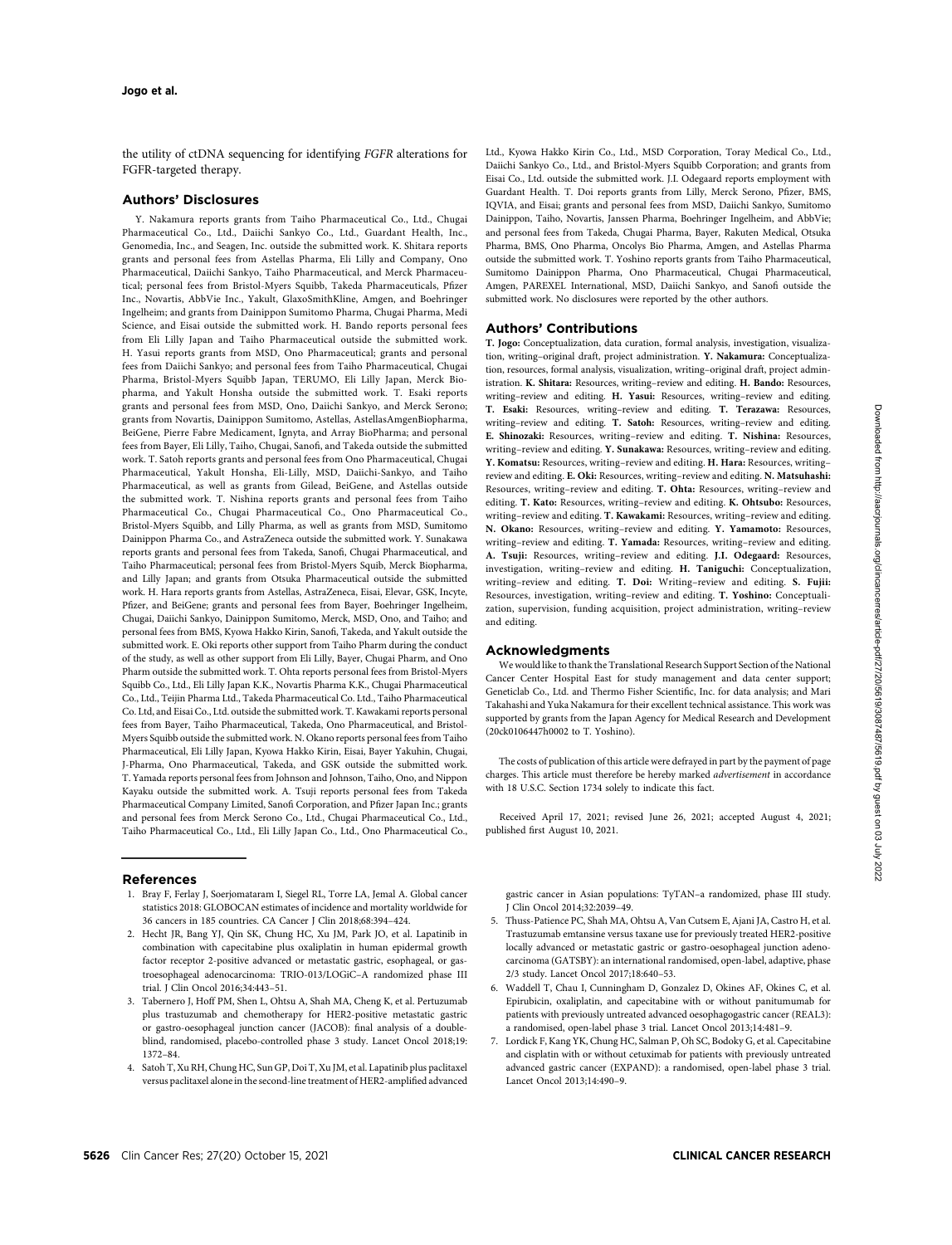the utility of ctDNA sequencing for identifying *FGFR* alterations for FGFR-targeted therapy.

## Authors' Disclosures

Y. Nakamura reports grants from Taiho Pharmaceutical Co., Ltd., Chugai Pharmaceutical Co., Ltd., Daiichi Sankyo Co., Ltd., Guardant Health, Inc., Genomedia, Inc., and Seagen, Inc. outside the submitted work. K. Shitara reports grants and personal fees from Astellas Pharma, Eli Lilly and Company, Ono Pharmaceutical, Daiichi Sankyo, Taiho Pharmaceutical, and Merck Pharmaceutical; personal fees from Bristol-Myers Squibb, Takeda Pharmaceuticals, Pfizer Inc., Novartis, AbbVie Inc., Yakult, GlaxoSmithKline, Amgen, and Boehringer Ingelheim; and grants from Dainippon Sumitomo Pharma, Chugai Pharma, Medi Science, and Eisai outside the submitted work. H. Bando reports personal fees from Eli Lilly Japan and Taiho Pharmaceutical outside the submitted work. H. Yasui reports grants from MSD, Ono Pharmaceutical; grants and personal fees from Daiichi Sankyo; and personal fees from Taiho Pharmaceutical, Chugai Pharma, Bristol-Myers Squibb Japan, TERUMO, Eli Lilly Japan, Merck Biopharma, and Yakult Honsha outside the submitted work. T. Esaki reports grants and personal fees from MSD, Ono, Daiichi Sankyo, and Merck Serono; grants from Novartis, Dainippon Sumitomo, Astellas, AstellasAmgenBiopharma, BeiGene, Pierre Fabre Medicament, Ignyta, and Array BioPharma; and personal fees from Bayer, Eli Lilly, Taiho, Chugai, Sanofi, and Takeda outside the submitted work. T. Satoh reports grants and personal fees from Ono Pharmaceutical, Chugai Pharmaceutical, Yakult Honsha, Eli-Lilly, MSD, Daiichi-Sankyo, and Taiho Pharmaceutical, as well as grants from Gilead, BeiGene, and Astellas outside the submitted work. T. Nishina reports grants and personal fees from Taiho Pharmaceutical Co., Chugai Pharmaceutical Co., Ono Pharmaceutical Co., Bristol-Myers Squibb, and Lilly Pharma, as well as grants from MSD, Sumitomo Dainippon Pharma Co., and AstraZeneca outside the submitted work. Y. Sunakawa reports grants and personal fees from Takeda, Sanofi, Chugai Pharmaceutical, and Taiho Pharmaceutical; personal fees from Bristol-Myers Squib, Merck Biopharma, and Lilly Japan; and grants from Otsuka Pharmaceutical outside the submitted work. H. Hara reports grants from Astellas, AstraZeneca, Eisai, Elevar, GSK, Incyte, Pfizer, and BeiGene; grants and personal fees from Bayer, Boehringer Ingelheim, Chugai, Daiichi Sankyo, Dainippon Sumitomo, Merck, MSD, Ono, and Taiho; and personal fees from BMS, Kyowa Hakko Kirin, Sanofi, Takeda, and Yakult outside the submitted work. E. Oki reports other support from Taiho Pharm during the conduct of the study, as well as other support from Eli Lilly, Bayer, Chugai Pharm, and Ono Pharm outside the submitted work. T. Ohta reports personal fees from Bristol-Myers Squibb Co., Ltd., Eli Lilly Japan K.K., Novartis Pharma K.K., Chugai Pharmaceutical Co., Ltd., Teijin Pharma Ltd., Takeda Pharmaceutical Co. Ltd., Taiho Pharmaceutical Co. Ltd, and Eisai Co., Ltd. outside the submitted work. T. Kawakami reports personal fees from Bayer, Taiho Pharmaceutical, Takeda, Ono Pharmaceutical, and Bristol-Myers Squibb outside the submitted work. N. Okano reports personal fees from Taiho Pharmaceutical, Eli Lilly Japan, Kyowa Hakko Kirin, Eisai, Bayer Yakuhin, Chugai, J-Pharma, Ono Pharmaceutical, Takeda, and GSK outside the submitted work. T. Yamada reports personal fees from Johnson and Johnson, Taiho, Ono, and Nippon Kayaku outside the submitted work. A. Tsuji reports personal fees from Takeda Pharmaceutical Company Limited, Sanofi Corporation, and Pfizer Japan Inc.; grants and personal fees from Merck Serono Co., Ltd., Chugai Pharmaceutical Co., Ltd., Taiho Pharmaceutical Co., Ltd., Eli Lilly Japan Co., Ltd., Ono Pharmaceutical Co., Ltd., Kyowa Hakko Kirin Co., Ltd., MSD Corporation, Toray Medical Co., Ltd., Daiichi Sankyo Co., Ltd., and Bristol-Myers Squibb Corporation; and grants from Eisai Co., Ltd. outside the submitted work. J.I. Odegaard reports employment with Guardant Health. T. Doi reports grants from Lilly, Merck Serono, Pfizer, BMS, IQVIA, and Eisai; grants and personal fees from MSD, Daiichi Sankyo, Sumitomo Dainippon, Taiho, Novartis, Janssen Pharma, Boehringer Ingelheim, and AbbVie; and personal fees from Takeda, Chugai Pharma, Bayer, Rakuten Medical, Otsuka Pharma, BMS, Ono Pharma, Oncolys Bio Pharma, Amgen, and Astellas Pharma outside the submitted work. T. Yoshino reports grants from Taiho Pharmaceutical, Sumitomo Dainippon Pharma, Ono Pharmaceutical, Chugai Pharmaceutical, Amgen, PAREXEL International, MSD, Daiichi Sankyo, and Sanofi outside the submitted work. No disclosures were reported by the other authors.

## Authors' Contributions

**T. Jogo:** Conceptualization, data curation, formal analysis, investigation, visualization, writing–original draft, project administration. **Y. Nakamura:** Conceptualization, resources, formal analysis, visualization, writing–original draft, project administration. **K. Shitara:** Resources, writing–review and editing. **H. Bando:** Resources, writing–review and editing. **H. Yasui:** Resources, writing–review and editing. **T. Esaki:** Resources, writing–review and editing. **T. Terazawa:** Resources, writing–review and editing. **T. Satoh:** Resources, writing–review and editing. **E. Shinozaki:** Resources, writing–review and editing. **T. Nishina:** Resources, writing–review and editing. **Y. Sunakawa:** Resources, writing–review and editing. **Y. Komatsu:** Resources, writing–review and editing. **H. Hara:** Resources, writing–review and editing. **E. Oki:** Resources, writing–review and editing. **N. Matsuhashi:** Resources, writing–review and editing. **T. Ohta:** Resources, writing–review and editing. **T. Kato:** Resources, writing–review and editing. **K. Ohtsubo:** Resources, writing–review and editing. **T. Kawakami:** Resources, writing–review and editing. **N. Okano:** Resources, writing–review and editing. **Y. Yamamoto:** Resources, writing–review and editing. **T. Yamada:** Resources, writing–review and editing. **A. Tsuji:** Resources, writing–review and editing. **J.I. Odegaard:** Resources, investigation, writing–review and editing. **H. Taniguchi:** Conceptualization, writing–review and editing. **T. Doi:** Writing–review and editing. **S. Fujii:** Resources, investigation, writing–review and editing. **T. Yoshino:** Conceptualization, supervision, funding acquisition, project administration, writing–review and editing.

## Acknowledgments

We would like to thank the Translational Research Support Section of the National Cancer Center Hospital East for study management and data center support; Geneticlab Co., Ltd. and Thermo Fisher Scientific, Inc. for data analysis; and Mari Takahashi and Yuka Nakamura for their excellent technical assistance. This work was supported by grants from the Japan Agency for Medical Research and Development (20ck0106447h0002 to T. Yoshino).

The costs of publication of this article were defrayed in part by the payment of page charges. This article must therefore be hereby marked *advertisement* in accordance with 18 U.S.C. Section 1734 solely to indicate this fact.

Received April 17, 2021; revised June 26, 2021; accepted August 4, 2021; published first August 10, 2021.

## References

1. Bray F, Ferlay J, Soerjomataram I, Siegel RL, Torre LA, Jemal A. Global cancer statistics 2018: GLOBOCAN estimates of incidence and mortality worldwide for 36 cancers in 185 countries. CA Cancer J Clin 2018;68:394–424.
2. Hecht JR, Bang YJ, Qin SK, Chung HC, Xu JM, Park JO, et al. Lapatinib in combination with capecitabine plus oxaliplatin in human epidermal growth factor receptor 2-positive advanced or metastatic gastric, esophageal, or gastroesophageal adenocarcinoma: TRIO-013/LOGiC–A randomized phase III trial. J Clin Oncol 2016;34:443–51.
3. Tabernero J, Hoff PM, Shen L, Ohtsu A, Shah MA, Cheng K, et al. Pertuzumab plus trastuzumab and chemotherapy for HER2-positive metastatic gastric or gastro-oesophageal junction cancer (JACOB): final analysis of a double-blind, randomised, placebo-controlled phase 3 study. Lancet Oncol 2018;19:1372–84.
4. Satoh T, Xu RH, Chung HC, Sun GP, Doi T, Xu JM, et al. Lapatinib plus paclitaxel versus paclitaxel alone in the second-line treatment of HER2-amplified advanced gastric cancer in Asian populations: TyTAN–a randomized, phase III study. J Clin Oncol 2014;32:2039–49.
5. Thuss-Patience PC, Shah MA, Ohtsu A, Van Cutsem E, Ajani JA, Castro H, et al. Trastuzumab emtansine versus taxane use for previously treated HER2-positive locally advanced or metastatic gastric or gastro-oesophageal junction adenocarcinoma (GATSBY): an international randomised, open-label, adaptive, phase 2/3 study. Lancet Oncol 2017;18:640–53.
6. Waddell T, Chau I, Cunningham D, Gonzalez D, Okines AF, Okines C, et al. Epirubicin, oxaliplatin, and capecitabine with or without panitumumab for patients with previously untreated advanced oesophagogastric cancer (REAL3): a randomised, open-label phase 3 trial. Lancet Oncol 2013;14:481–9.
7. Lordick F, Kang YK, Chung HC, Salman P, Oh SC, Bodoky G, et al. Capecitabine and cisplatin with or without cetuximab for patients with previously untreated advanced gastric cancer (EXPAND): a randomised, open-label phase 3 trial. Lancet Oncol 2013;14:490–9.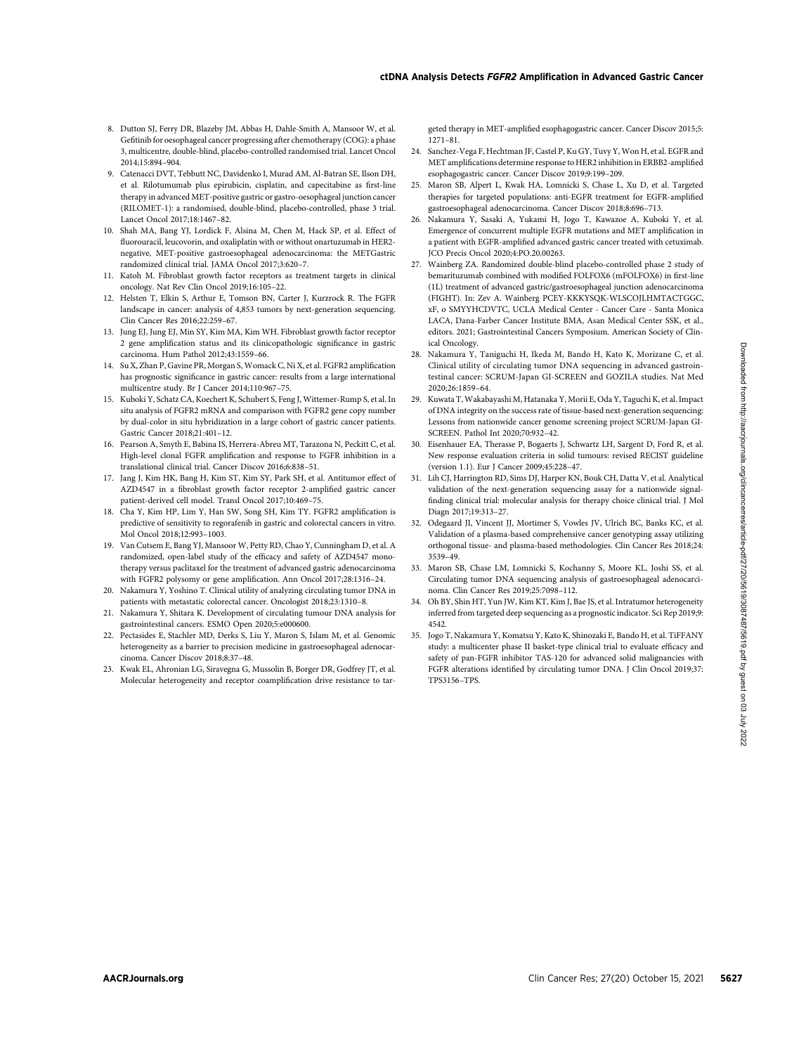8. Dutton SJ, Ferry DR, Blazeby JM, Abbas H, Dahle-Smith A, Mansoor W, et al. Gefitinib for oesophageal cancer progressing after chemotherapy (COG): a phase 3, multicentre, double-blind, placebo-controlled randomised trial. Lancet Oncol 2014;15:894–904.
9. Catenacci DVT, Tebbutt NC, Davidenko I, Murad AM, Al-Batran SE, Ilson DH, et al. Rilotumumab plus epirubicin, cisplatin, and capecitabine as first-line therapy in advanced MET-positive gastric or gastro-oesophageal junction cancer (RILOMET-1): a randomised, double-blind, placebo-controlled, phase 3 trial. Lancet Oncol 2017;18:1467–82.
10. Shah MA, Bang YJ, Lordick F, Alsina M, Chen M, Hack SP, et al. Effect of fluorouracil, leucovorin, and oxaliplatin with or without onartuzumab in HER2-negative, MET-positive gastroesophageal adenocarcinoma: the METGastric randomized clinical trial. JAMA Oncol 2017;3:620–7.
11. Katoh M. Fibroblast growth factor receptors as treatment targets in clinical oncology. Nat Rev Clin Oncol 2019;16:105–22.
12. Helsten T, Elkin S, Arthur E, Tomson BN, Carter J, Kurzrock R. The FGFR landscape in cancer: analysis of 4,853 tumors by next-generation sequencing. Clin Cancer Res 2016;22:259–67.
13. Jung EJ, Jung EJ, Min SY, Kim MA, Kim WH. Fibroblast growth factor receptor 2 gene amplification status and its clinicopathologic significance in gastric carcinoma. Hum Pathol 2012;43:1559–66.
14. Su X, Zhan P, Gavine PR, Morgan S, Womack C, Ni X, et al. FGFR2 amplification has prognostic significance in gastric cancer: results from a large international multicentre study. Br J Cancer 2014;110:967–75.
15. Kuboki Y, Schatz CA, Koechert K, Schubert S, Feng J, Wittemer-Rump S, et al. In situ analysis of FGFR2 mRNA and comparison with FGFR2 gene copy number by dual-color in situ hybridization in a large cohort of gastric cancer patients. Gastric Cancer 2018;21:401–12.
16. Pearson A, Smyth E, Babina IS, Herrera-Abreu MT, Tarazona N, Peckitt C, et al. High-level clonal FGFR amplification and response to FGFR inhibition in a translational clinical trial. Cancer Discov 2016;6:838–51.
17. Jang J, Kim HK, Bang H, Kim ST, Kim SY, Park SH, et al. Antitumor effect of AZD4547 in a fibroblast growth factor receptor 2-amplified gastric cancer patient-derived cell model. Transl Oncol 2017;10:469–75.
18. Cha Y, Kim HP, Lim Y, Han SW, Song SH, Kim TY. FGFR2 amplification is predictive of sensitivity to regorafenib in gastric and colorectal cancers in vitro. Mol Oncol 2018;12:993–1003.
19. Van Cutsem E, Bang YJ, Mansoor W, Petty RD, Chao Y, Cunningham D, et al. A randomized, open-label study of the efficacy and safety of AZD4547 monotherapy versus paclitaxel for the treatment of advanced gastric adenocarcinoma with FGFR2 polysomy or gene amplification. Ann Oncol 2017;28:1316–24.
20. Nakamura Y, Yoshino T. Clinical utility of analyzing circulating tumor DNA in patients with metastatic colorectal cancer. Oncologist 2018;23:1310–8.
21. Nakamura Y, Shitara K. Development of circulating tumour DNA analysis for gastrointestinal cancers. ESMO Open 2020;5:e000600.
22. Pectasides E, Stachler MD, Derks S, Liu Y, Maron S, Islam M, et al. Genomic heterogeneity as a barrier to precision medicine in gastroesophageal adenocarcinoma. Cancer Discov 2018;8:37–48.
23. Kwak EL, Ahronian LG, Siravegna G, Mussolin B, Borger DR, Godfrey JT, et al. Molecular heterogeneity and receptor coamplification drive resistance to targeted therapy in MET-amplified esophagogastric cancer. Cancer Discov 2015;5:1271–81.
24. Sanchez-Vega F, Hechtman JF, Castel P, Ku GY, Tuvy Y, Won H, et al. EGFR and MET amplifications determine response to HER2 inhibition in ERBB2-amplified esophagogastric cancer. Cancer Discov 2019;9:199–209.
25. Maron SB, Alpert L, Kwak HA, Lomnicki S, Chase L, Xu D, et al. Targeted therapies for targeted populations: anti-EGFR treatment for EGFR-amplified gastroesophageal adenocarcinoma. Cancer Discov 2018;8:696–713.
26. Nakamura Y, Sasaki A, Yukami H, Jogo T, Kawazoe A, Kuboki Y, et al. Emergence of concurrent multiple EGFR mutations and MET amplification in a patient with EGFR-amplified advanced gastric cancer treated with cetuximab. JCO Precis Oncol 2020;4:PO.20.00263.
27. Wainberg ZA. Randomized double-blind placebo-controlled phase 2 study of bemarituzumab combined with modified FOLFOX6 (mFOLFOX6) in first-line (1L) treatment of advanced gastric/gastroesophageal junction adenocarcinoma (FIGHT). In: Zev A. Wainberg PCEY-KKKYSQK-WLSCOJLHMTACTGGC, xF, o SMYYHCDVTC, UCLA Medical Center - Cancer Care - Santa Monica LACA, Dana-Farber Cancer Institute BMA, Asan Medical Center SSK, et al., editors. 2021; Gastrointestinal Cancers Symposium. American Society of Clinical Oncology.
28. Nakamura Y, Taniguchi H, Ikeda M, Bando H, Kato K, Morizane C, et al. Clinical utility of circulating tumor DNA sequencing in advanced gastrointestinal cancer: SCRUM-Japan GI-SCREEN and GOZILA studies. Nat Med 2020;26:1859–64.
29. Kuwata T, Wakabayashi M, Hatanaka Y, Morii E, Oda Y, Taguchi K, et al. Impact of DNA integrity on the success rate of tissue-based next-generation sequencing: Lessons from nationwide cancer genome screening project SCRUM-Japan GI-SCREEN. Pathol Int 2020;70:932–42.
30. Eisenhauer EA, Therasse P, Bogaerts J, Schwartz LH, Sargent D, Ford R, et al. New response evaluation criteria in solid tumours: revised RECIST guideline (version 1.1). Eur J Cancer 2009;45:228–47.
31. Lih CJ, Harrington RD, Sims DJ, Harper KN, Bouk CH, Datta V, et al. Analytical validation of the next-generation sequencing assay for a nationwide signal-finding clinical trial: molecular analysis for therapy choice clinical trial. J Mol Diagn 2017;19:313–27.
32. Odegaard JI, Vincent JJ, Mortimer S, Vowles JV, Ulrich BC, Banks KC, et al. Validation of a plasma-based comprehensive cancer genotyping assay utilizing orthogonal tissue- and plasma-based methodologies. Clin Cancer Res 2018;24:3539–49.
33. Maron SB, Chase LM, Lomnicki S, Kochanny S, Moore KL, Joshi SS, et al. Circulating tumor DNA sequencing analysis of gastroesophageal adenocarcinoma. Clin Cancer Res 2019;25:7098–112.
34. Oh BY, Shin HT, Yun JW, Kim KT, Kim J, Bae JS, et al. Intratumor heterogeneity inferred from targeted deep sequencing as a prognostic indicator. Sci Rep 2019;9:4542.
35. Jogo T, Nakamura Y, Komatsu Y, Kato K, Shinozaki E, Bando H, et al. TiFFANY study: a multicenter phase II basket-type clinical trial to evaluate efficacy and safety of pan-FGFR inhibitor TAS-120 for advanced solid malignancies with FGFR alterations identified by circulating tumor DNA. J Clin Oncol 2019;37:TPS3156–TPS.